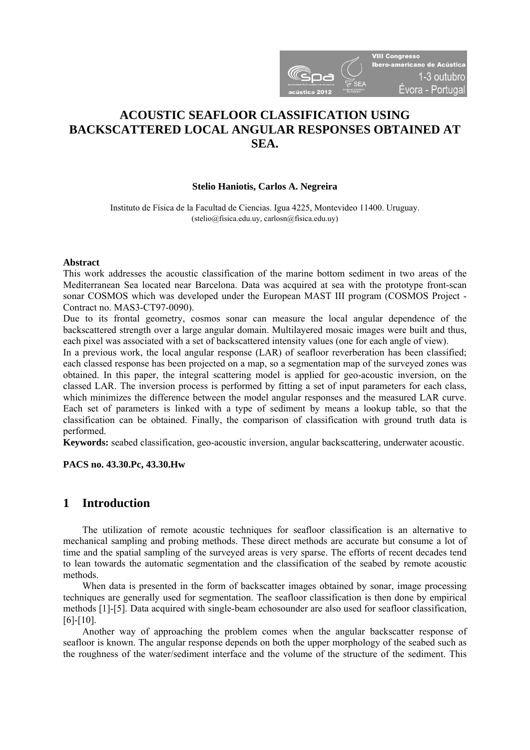# ACOUSTIC SEAFLOOR CLASSIFICATION USING BACKSCATTERED LOCAL ANGULAR RESPONSES OBTAINED AT SEA.

**Stelio Haniotis, Carlos A. Negreira**

Instituto de Física de la Facultad de Ciencias. Igua 4225, Montevideo 11400. Uruguay.
(stelio@fisica.edu.uy, carlosn@fisica.edu.uy)

**Abstract**

This work addresses the acoustic classification of the marine bottom sediment in two areas of the Mediterranean Sea located near Barcelona. Data was acquired at sea with the prototype front-scan sonar COSMOS which was developed under the European MAST III program (COSMOS Project - Contract no. MAS3-CT97-0090).

Due to its frontal geometry, cosmos sonar can measure the local angular dependence of the backscattered strength over a large angular domain. Multilayered mosaic images were built and thus, each pixel was associated with a set of backscattered intensity values (one for each angle of view).

In a previous work, the local angular response (LAR) of seafloor reverberation has been classified; each classed response has been projected on a map, so a segmentation map of the surveyed zones was obtained. In this paper, the integral scattering model is applied for geo-acoustic inversion, on the classed LAR. The inversion process is performed by fitting a set of input parameters for each class, which minimizes the difference between the model angular responses and the measured LAR curve. Each set of parameters is linked with a type of sediment by means a lookup table, so that the classification can be obtained. Finally, the comparison of classification with ground truth data is performed.

**Keywords:** seabed classification, geo-acoustic inversion, angular backscattering, underwater acoustic.

**PACS no. 43.30.Pc, 43.30.Hw**

## 1 Introduction

The utilization of remote acoustic techniques for seafloor classification is an alternative to mechanical sampling and probing methods. These direct methods are accurate but consume a lot of time and the spatial sampling of the surveyed areas is very sparse. The efforts of recent decades tend to lean towards the automatic segmentation and the classification of the seabed by remote acoustic methods.

When data is presented in the form of backscatter images obtained by sonar, image processing techniques are generally used for segmentation. The seafloor classification is then done by empirical methods [1]-[5]. Data acquired with single-beam echosounder are also used for seafloor classification, [6]-[10].

Another way of approaching the problem comes when the angular backscatter response of seafloor is known. The angular response depends on both the upper morphology of the seabed such as the roughness of the water/sediment interface and the volume of the structure of the sediment. This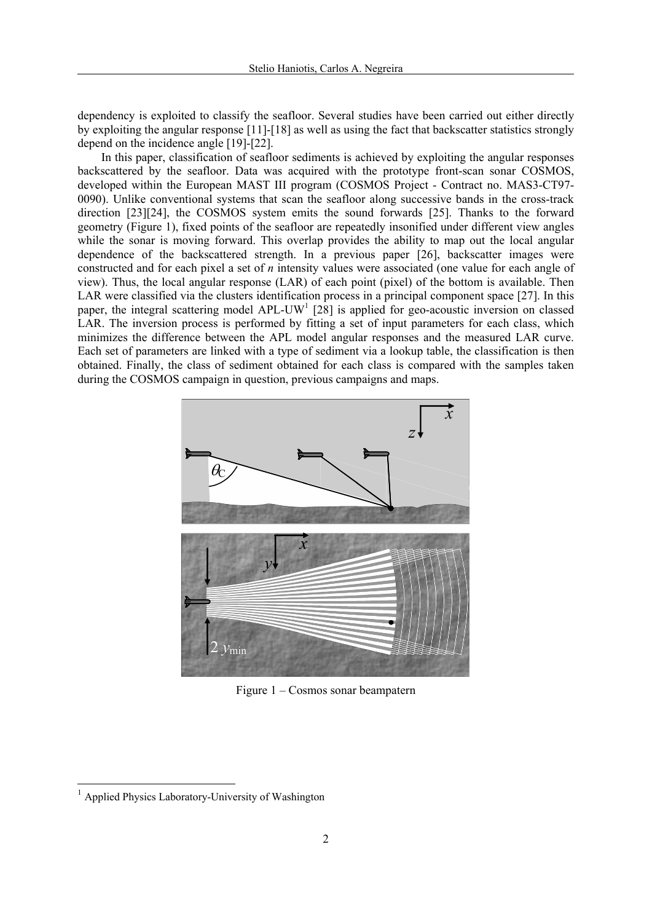dependency is exploited to classify the seafloor. Several studies have been carried out either directly by exploiting the angular response [11]-[18] as well as using the fact that backscatter statistics strongly depend on the incidence angle [19]-[22].

In this paper, classification of seafloor sediments is achieved by exploiting the angular responses backscattered by the seafloor. Data was acquired with the prototype front-scan sonar COSMOS, developed within the European MAST III program (COSMOS Project - Contract no. MAS3-CT97-0090). Unlike conventional systems that scan the seafloor along successive bands in the cross-track direction [23][24], the COSMOS system emits the sound forwards [25]. Thanks to the forward geometry (Figure 1), fixed points of the seafloor are repeatedly insonified under different view angles while the sonar is moving forward. This overlap provides the ability to map out the local angular dependence of the backscattered strength. In a previous paper [26], backscatter images were constructed and for each pixel a set of *n* intensity values were associated (one value for each angle of view). Thus, the local angular response (LAR) of each point (pixel) of the bottom is available. Then LAR were classified via the clusters identification process in a principal component space [27]. In this paper, the integral scattering model APL-UW[1] [28] is applied for geo-acoustic inversion on classed LAR. The inversion process is performed by fitting a set of input parameters for each class, which minimizes the difference between the APL model angular responses and the measured LAR curve. Each set of parameters are linked with a type of sediment via a lookup table, the classification is then obtained. Finally, the class of sediment obtained for each class is compared with the samples taken during the COSMOS campaign in question, previous campaigns and maps.

Figure 1 – Cosmos sonar beampatern

[1] Applied Physics Laboratory-University of Washington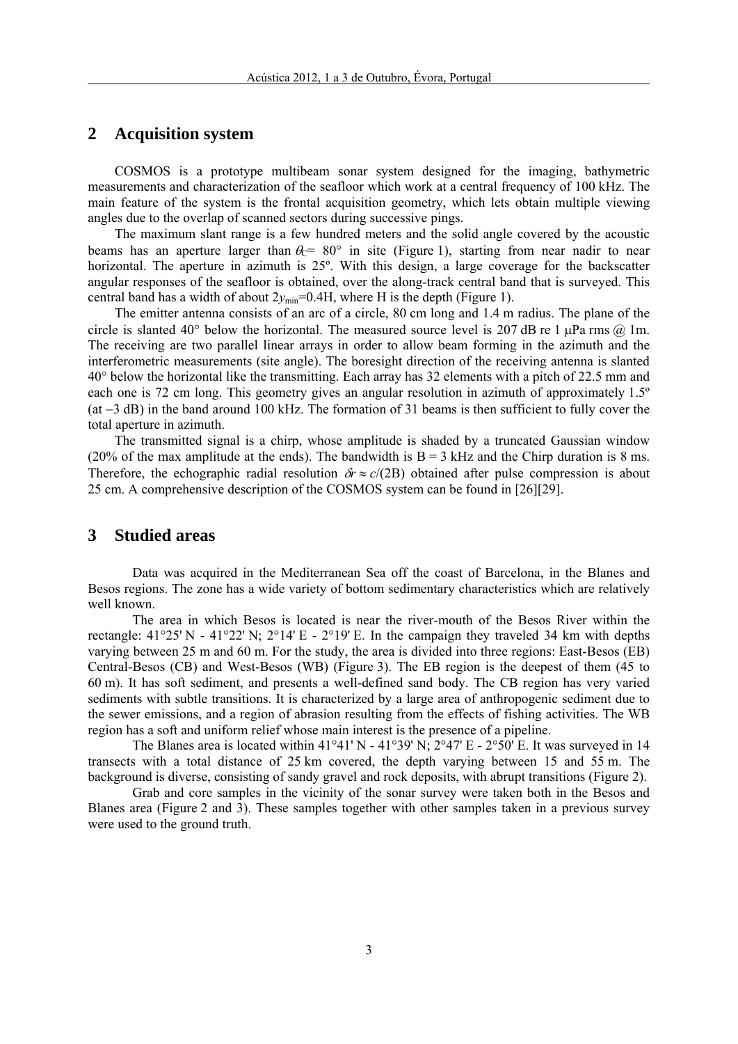## 2 Acquisition system

COSMOS is a prototype multibeam sonar system designed for the imaging, bathymetric measurements and characterization of the seafloor which work at a central frequency of 100 kHz. The main feature of the system is the frontal acquisition geometry, which lets obtain multiple viewing angles due to the overlap of scanned sectors during successive pings.

The maximum slant range is a few hundred meters and the solid angle covered by the acoustic beams has an aperture larger than $\theta_C = 80°$ in site (Figure 1), starting from near nadir to near horizontal. The aperture in azimuth is 25º. With this design, a large coverage for the backscatter angular responses of the seafloor is obtained, over the along-track central band that is surveyed. This central band has a width of about $2y_{min}=0.4H$, where H is the depth (Figure 1).

The emitter antenna consists of an arc of a circle, 80 cm long and 1.4 m radius. The plane of the circle is slanted 40° below the horizontal. The measured source level is 207 dB re 1 μPa rms @ 1m. The receiving are two parallel linear arrays in order to allow beam forming in the azimuth and the interferometric measurements (site angle). The boresight direction of the receiving antenna is slanted 40° below the horizontal like the transmitting. Each array has 32 elements with a pitch of 22.5 mm and each one is 72 cm long. This geometry gives an angular resolution in azimuth of approximately 1.5º (at −3 dB) in the band around 100 kHz. The formation of 31 beams is then sufficient to fully cover the total aperture in azimuth.

The transmitted signal is a chirp, whose amplitude is shaded by a truncated Gaussian window (20% of the max amplitude at the ends). The bandwidth is B = 3 kHz and the Chirp duration is 8 ms. Therefore, the echographic radial resolution $\delta r \approx c/(2B)$ obtained after pulse compression is about 25 cm. A comprehensive description of the COSMOS system can be found in [26][29].

## 3 Studied areas

Data was acquired in the Mediterranean Sea off the coast of Barcelona, in the Blanes and Besos regions. The zone has a wide variety of bottom sedimentary characteristics which are relatively well known.

The area in which Besos is located is near the river-mouth of the Besos River within the rectangle: 41°25' N - 41°22' N; 2°14' E - 2°19' E. In the campaign they traveled 34 km with depths varying between 25 m and 60 m. For the study, the area is divided into three regions: East-Besos (EB) Central-Besos (CB) and West-Besos (WB) (Figure 3). The EB region is the deepest of them (45 to 60 m). It has soft sediment, and presents a well-defined sand body. The CB region has very varied sediments with subtle transitions. It is characterized by a large area of anthropogenic sediment due to the sewer emissions, and a region of abrasion resulting from the effects of fishing activities. The WB region has a soft and uniform relief whose main interest is the presence of a pipeline.

The Blanes area is located within 41°41' N - 41°39' N; 2°47' E - 2°50' E. It was surveyed in 14 transects with a total distance of 25 km covered, the depth varying between 15 and 55 m. The background is diverse, consisting of sandy gravel and rock deposits, with abrupt transitions (Figure 2).

Grab and core samples in the vicinity of the sonar survey were taken both in the Besos and Blanes area (Figure 2 and 3). These samples together with other samples taken in a previous survey were used to the ground truth.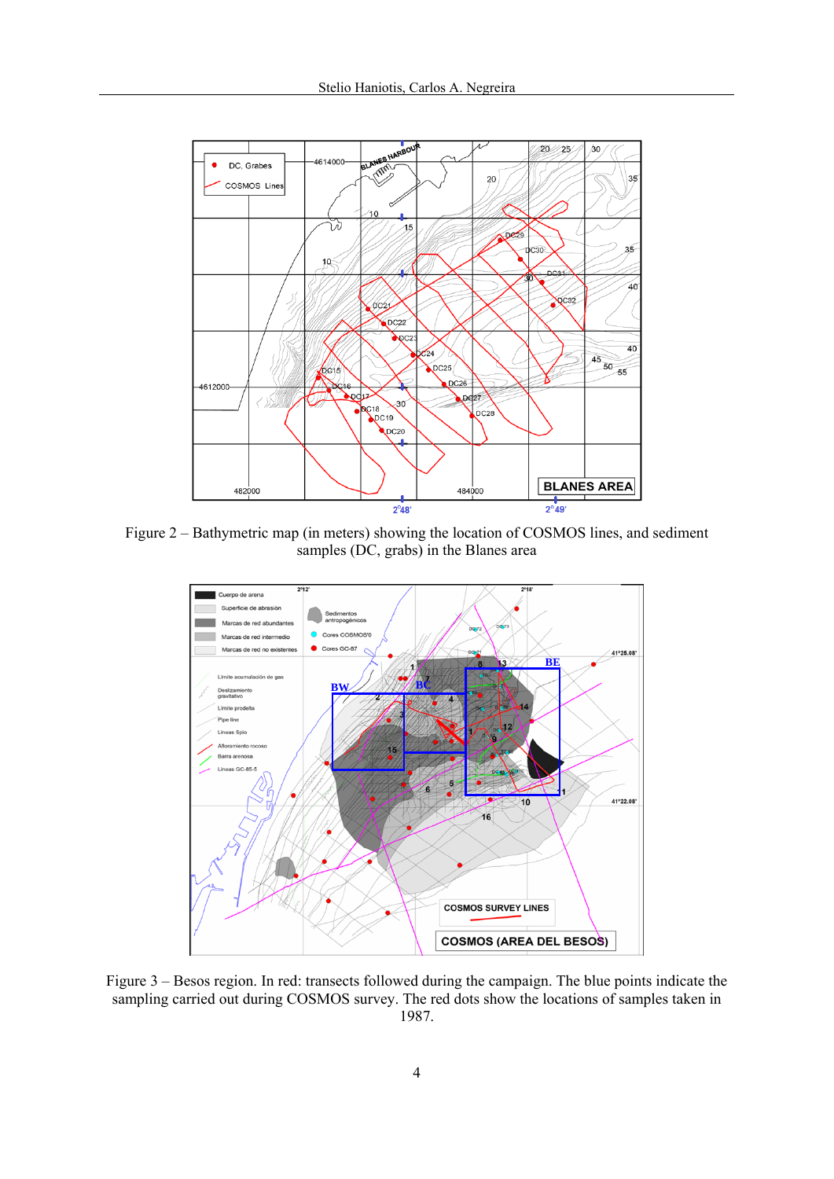Figure 2 – Bathymetric map (in meters) showing the location of COSMOS lines, and sediment samples (DC, grabs) in the Blanes area

Figure 3 – Besos region. In red: transects followed during the campaign. The blue points indicate the sampling carried out during COSMOS survey. The red dots show the locations of samples taken in 1987.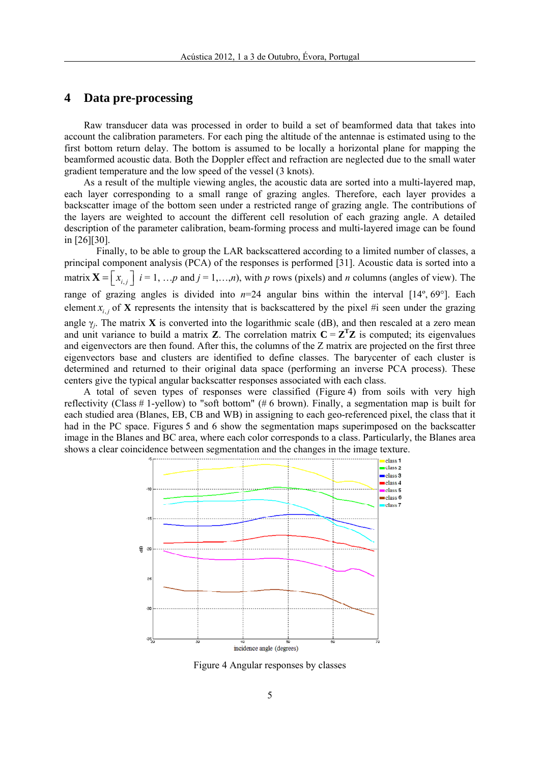## 4 Data pre-processing

Raw transducer data was processed in order to build a set of beamformed data that takes into account the calibration parameters. For each ping the altitude of the antennae is estimated using to the first bottom return delay. The bottom is assumed to be locally a horizontal plane for mapping the beamformed acoustic data. Both the Doppler effect and refraction are neglected due to the small water gradient temperature and the low speed of the vessel (3 knots).

As a result of the multiple viewing angles, the acoustic data are sorted into a multi-layered map, each layer corresponding to a small range of grazing angles. Therefore, each layer provides a backscatter image of the bottom seen under a restricted range of grazing angle. The contributions of the layers are weighted to account the different cell resolution of each grazing angle. A detailed description of the parameter calibration, beam-forming process and multi-layered image can be found in [26][30].

Finally, to be able to group the LAR backscattered according to a limited number of classes, a principal component analysis (PCA) of the responses is performed [31]. Acoustic data is sorted into a matrix $\mathbf{X} = \left[ x_{i,j} \right]$ $i = 1, \ldots p$ and $j = 1,\ldots,n$), with $p$ rows (pixels) and $n$ columns (angles of view). The range of grazing angles is divided into $n$=24 angular bins within the interval [14º, 69°]. Each element $x_{i,j}$ of $\mathbf{X}$ represents the intensity that is backscattered by the pixel #i seen under the grazing angle $\gamma_j$. The matrix $\mathbf{X}$ is converted into the logarithmic scale (dB), and then rescaled at a zero mean and unit variance to build a matrix $\mathbf{Z}$. The correlation matrix $\mathbf{C} = \mathbf{Z}^T\mathbf{Z}$ is computed; its eigenvalues and eigenvectors are then found. After this, the columns of the Z matrix are projected on the first three eigenvectors base and clusters are identified to define classes. The barycenter of each cluster is determined and returned to their original data space (performing an inverse PCA process). These centers give the typical angular backscatter responses associated with each class.

A total of seven types of responses were classified (Figure 4) from soils with very high reflectivity (Class # 1-yellow) to "soft bottom" (# 6 brown). Finally, a segmentation map is built for each studied area (Blanes, EB, CB and WB) in assigning to each geo-referenced pixel, the class that it had in the PC space. Figures 5 and 6 show the segmentation maps superimposed on the backscatter image in the Blanes and BC area, where each color corresponds to a class. Particularly, the Blanes area shows a clear coincidence between segmentation and the changes in the image texture.

Figure 4 Angular responses by classes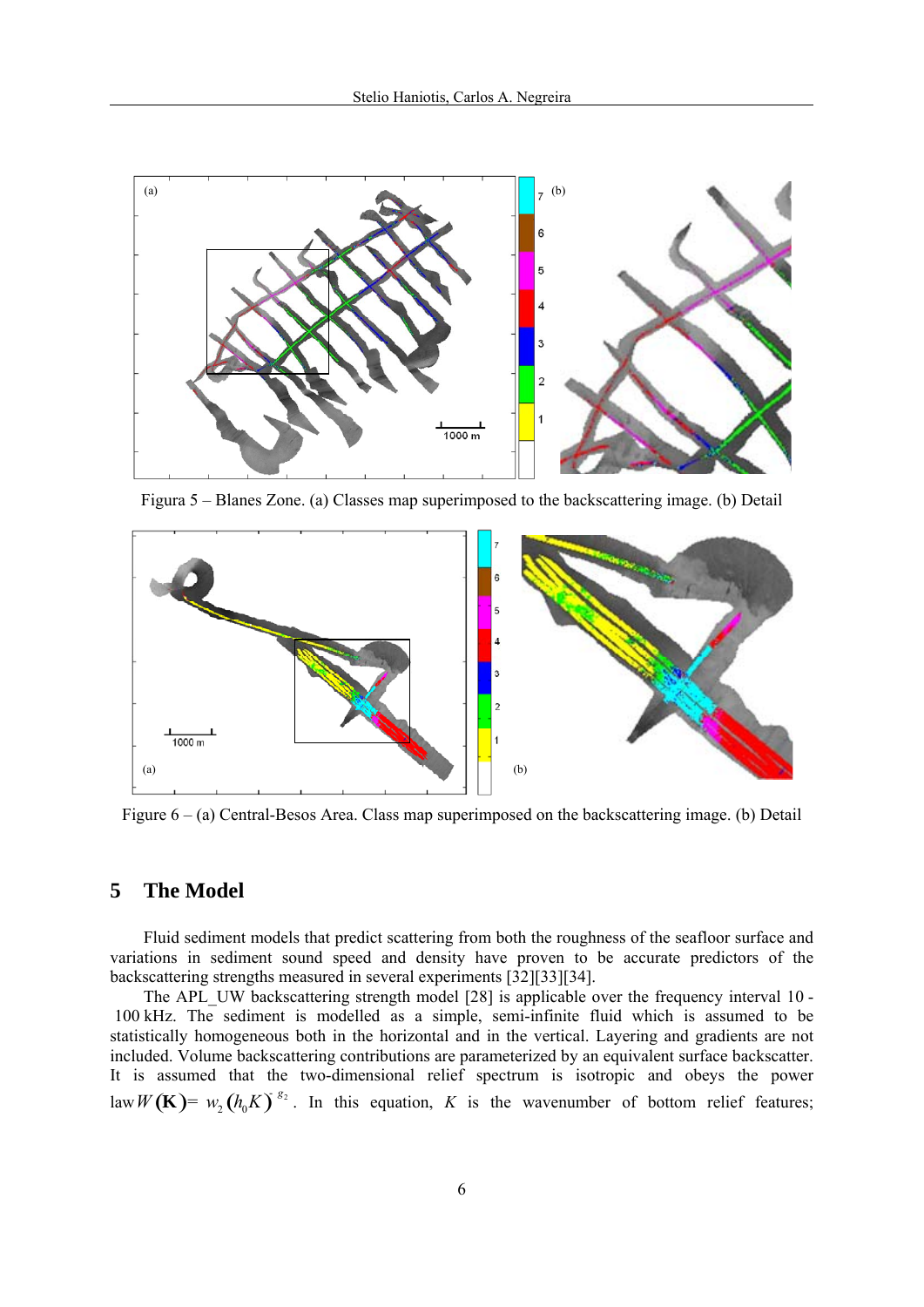Figura 5 – Blanes Zone. (a) Classes map superimposed to the backscattering image. (b) Detail

Figure 6 – (a) Central-Besos Area. Class map superimposed on the backscattering image. (b) Detail

## 5 The Model

Fluid sediment models that predict scattering from both the roughness of the seafloor surface and variations in sediment sound speed and density have proven to be accurate predictors of the backscattering strengths measured in several experiments [32][33][34].

The APL_UW backscattering strength model [28] is applicable over the frequency interval 10 - 100 kHz. The sediment is modelled as a simple, semi-infinite fluid which is assumed to be statistically homogeneous both in the horizontal and in the vertical. Layering and gradients are not included. Volume backscattering contributions are parameterized by an equivalent surface backscatter. It is assumed that the two-dimensional relief spectrum is isotropic and obeys the power law $W(\mathbf{K}) = w_2 (h_0 K)^{-g_2}$. In this equation, $K$ is the wavenumber of bottom relief features;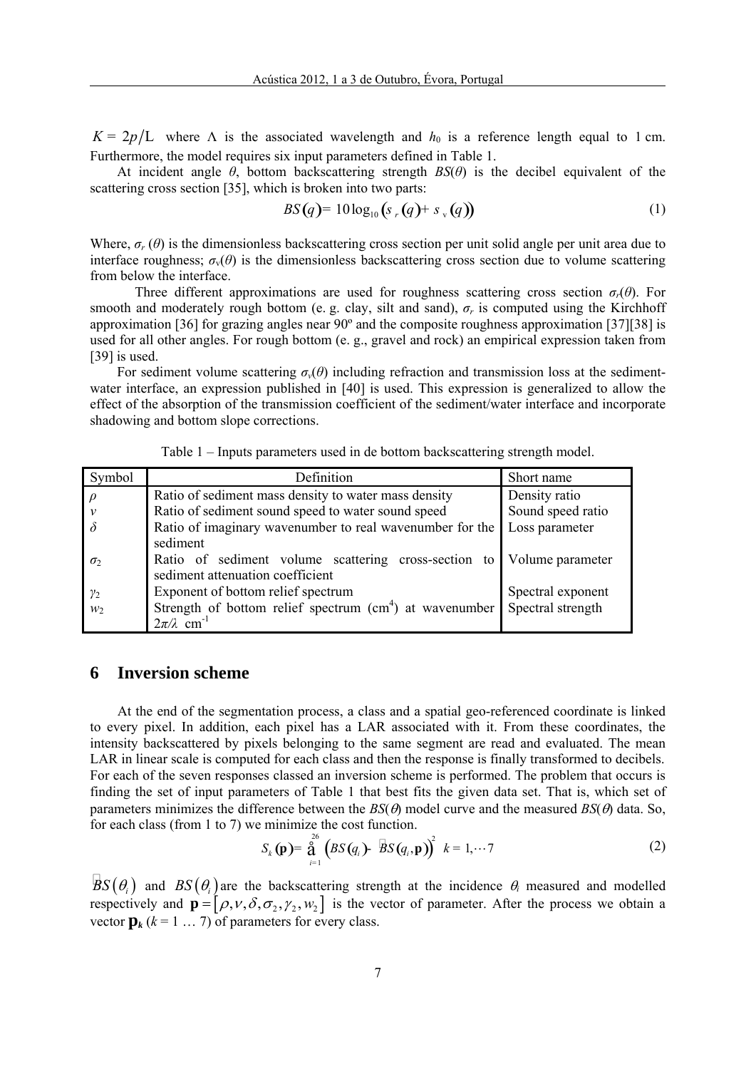$K = 2\pi/\Lambda$ where $\Lambda$ is the associated wavelength and $h_0$ is a reference length equal to 1 cm. Furthermore, the model requires six input parameters defined in Table 1.

At incident angle $\theta$, bottom backscattering strength $BS(\theta)$ is the decibel equivalent of the scattering cross section [35], which is broken into two parts:

$$BS(\theta) = 10\log_{10}\left(\sigma_r(\theta) + \sigma_v(\theta)\right) \tag{1}$$

Where, $\sigma_r(\theta)$ is the dimensionless backscattering cross section per unit solid angle per unit area due to interface roughness; $\sigma_v(\theta)$ is the dimensionless backscattering cross section due to volume scattering from below the interface.

Three different approximations are used for roughness scattering cross section $\sigma_r(\theta)$. For smooth and moderately rough bottom (e. g. clay, silt and sand), $\sigma_r$ is computed using the Kirchhoff approximation [36] for grazing angles near 90º and the composite roughness approximation [37][38] is used for all other angles. For rough bottom (e. g., gravel and rock) an empirical expression taken from [39] is used.

For sediment volume scattering $\sigma_v(\theta)$ including refraction and transmission loss at the sediment-water interface, an expression published in [40] is used. This expression is generalized to allow the effect of the absorption of the transmission coefficient of the sediment/water interface and incorporate shadowing and bottom slope corrections.

Table 1 – Inputs parameters used in de bottom backscattering strength model.

| Symbol | Definition | Short name |
|---|---|---|
| $\rho$ | Ratio of sediment mass density to water mass density | Density ratio |
| $v$ | Ratio of sediment sound speed to water sound speed | Sound speed ratio |
| $\delta$ | Ratio of imaginary wavenumber to real wavenumber for the sediment | Loss parameter |
| $\sigma_2$ | Ratio of sediment volume scattering cross-section to sediment attenuation coefficient | Volume parameter |
| $\gamma_2$ | Exponent of bottom relief spectrum | Spectral exponent |
| $w_2$ | Strength of bottom relief spectrum (cm$^4$) at wavenumber $2\pi/\lambda$ cm$^{-1}$ | Spectral strength |

## 6 Inversion scheme

At the end of the segmentation process, a class and a spatial geo-referenced coordinate is linked to every pixel. In addition, each pixel has a LAR associated with it. From these coordinates, the intensity backscattered by pixels belonging to the same segment are read and evaluated. The mean LAR in linear scale is computed for each class and then the response is finally transformed to decibels. For each of the seven responses classed an inversion scheme is performed. The problem that occurs is finding the set of input parameters of Table 1 that best fits the given data set. That is, which set of parameters minimizes the difference between the $BS(\theta)$ model curve and the measured $BS(\theta)$ data. So, for each class (from 1 to 7) we minimize the cost function.

$$S_k(\mathbf{p}) = \sum_{i=1}^{26}\left(\tilde{BS}(\theta_i) - BS(\theta_i, \mathbf{p})\right)^2 \quad k = 1, \cdots 7 \tag{2}$$

$\tilde{BS}(\theta_i)$ and $BS(\theta_i)$ are the backscattering strength at the incidence $\theta_i$ measured and modelled respectively and $\mathbf{p} = [\rho, v, \delta, \sigma_2, \gamma_2, w_2]$ is the vector of parameter. After the process we obtain a vector $\mathbf{p}_k$ ($k = 1 \ldots 7$) of parameters for every class.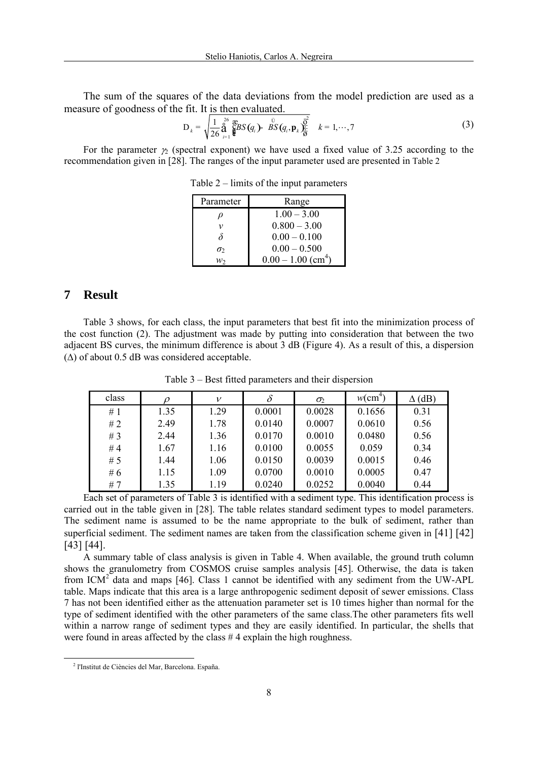The sum of the squares of the data deviations from the model prediction are used as a measure of goodness of the fit. It is then evaluated.

$$\Delta_k = \sqrt{\frac{1}{26}\sum_{i=1}^{26}\left(BS(q_i) - \hat{BS}(q_i,\mathbf{p}_k)\right)^2} \quad k = 1,\cdots,7 \tag{3}$$

For the parameter $\gamma_2$ (spectral exponent) we have used a fixed value of 3.25 according to the recommendation given in [28]. The ranges of the input parameter used are presented in Table 2

Table 2 – limits of the input parameters

| Parameter | Range |
|---|---|
| $\rho$ | 1.00 – 3.00 |
| $\nu$ | 0.800 – 3.00 |
| $\delta$ | 0.00 – 0.100 |
| $\sigma_2$ | 0.00 – 0.500 |
| $w_2$ | 0.00 – 1.00 ($cm^4$) |

## 7 Result

Table 3 shows, for each class, the input parameters that best fit into the minimization process of the cost function (2). The adjustment was made by putting into consideration that between the two adjacent BS curves, the minimum difference is about 3 dB (Figure 4). As a result of this, a dispersion ($\Delta$) of about 0.5 dB was considered acceptable.

Table 3 – Best fitted parameters and their dispersion

| class | $\rho$ | $\nu$ | $\delta$ | $\sigma_2$ | $w$($cm^4$) | $\Delta$ (dB) |
|---|---|---|---|---|---|---|
| # 1 | 1.35 | 1.29 | 0.0001 | 0.0028 | 0.1656 | 0.31 |
| # 2 | 2.49 | 1.78 | 0.0140 | 0.0007 | 0.0610 | 0.56 |
| # 3 | 2.44 | 1.36 | 0.0170 | 0.0010 | 0.0480 | 0.56 |
| # 4 | 1.67 | 1.16 | 0.0100 | 0.0055 | 0.059 | 0.34 |
| # 5 | 1.44 | 1.06 | 0.0150 | 0.0039 | 0.0015 | 0.46 |
| # 6 | 1.15 | 1.09 | 0.0700 | 0.0010 | 0.0005 | 0.47 |
| # 7 | 1.35 | 1.19 | 0.0240 | 0.0252 | 0.0040 | 0.44 |

Each set of parameters of Table 3 is identified with a sediment type. This identification process is carried out in the table given in [28]. The table relates standard sediment types to model parameters. The sediment name is assumed to be the name appropriate to the bulk of sediment, rather than superficial sediment. The sediment names are taken from the classification scheme given in [41] [42] [43] [44].

A summary table of class analysis is given in Table 4. When available, the ground truth column shows the granulometry from COSMOS cruise samples analysis [45]. Otherwise, the data is taken from ICM[2] data and maps [46]. Class 1 cannot be identified with any sediment from the UW-APL table. Maps indicate that this area is a large anthropogenic sediment deposit of sewer emissions. Class 7 has not been identified either as the attenuation parameter set is 10 times higher than normal for the type of sediment identified with the other parameters of the same class.The other parameters fits well within a narrow range of sediment types and they are easily identified. In particular, the shells that were found in areas affected by the class # 4 explain the high roughness.

[2] l'Institut de Ciències del Mar, Barcelona. España.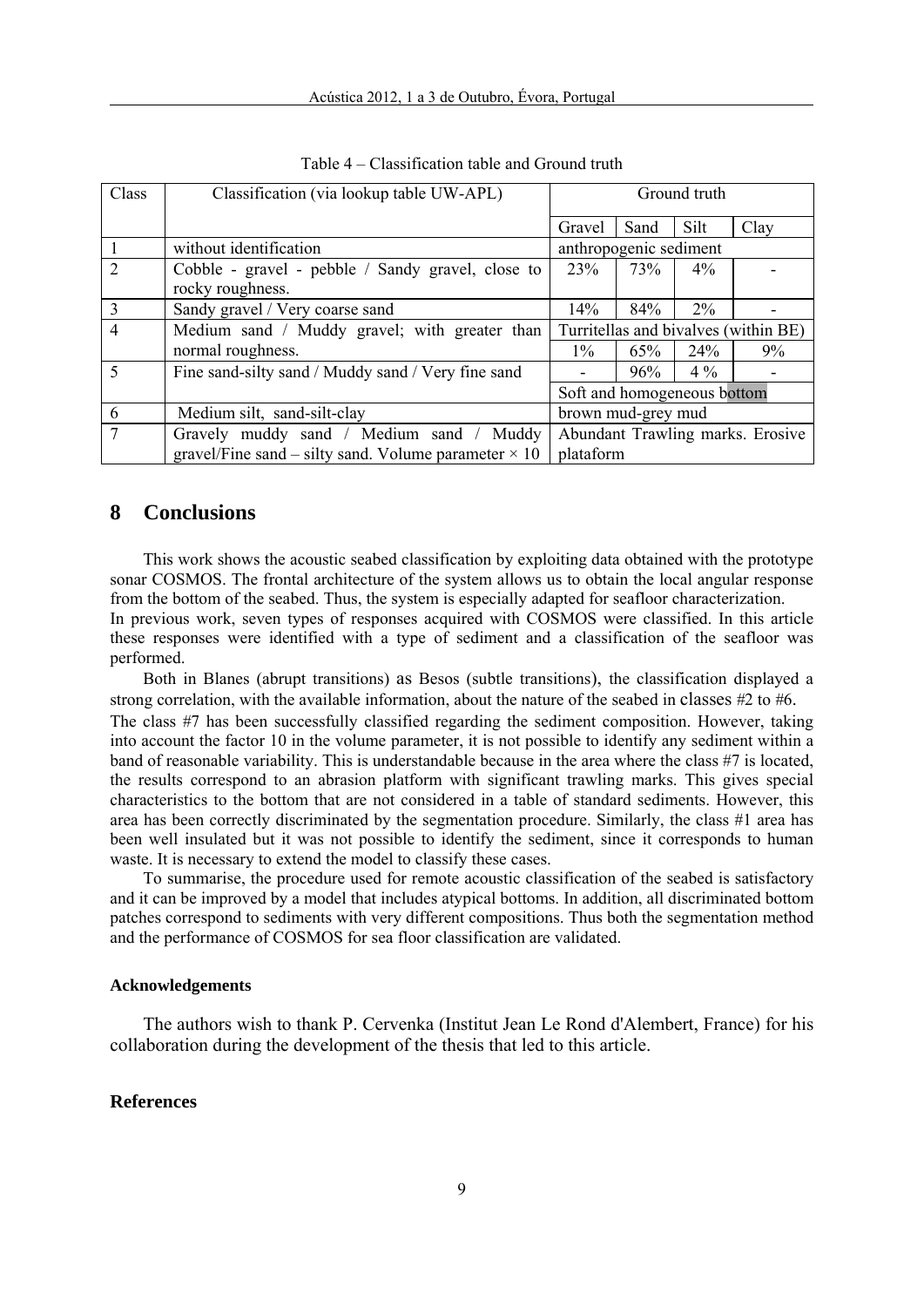Table 4 – Classification table and Ground truth

| Class | Classification (via lookup table UW-APL) | Ground truth | | | |
|---|---|---|---|---|---|
| | | Gravel | Sand | Silt | Clay |
| 1 | without identification | anthropogenic sediment | | | |
| 2 | Cobble - gravel - pebble / Sandy gravel, close to rocky roughness. | 23% | 73% | 4% | - |
| 3 | Sandy gravel / Very coarse sand | 14% | 84% | 2% | - |
| 4 | Medium sand / Muddy gravel; with greater than normal roughness. | Turritellas and bivalves (within BE) | | | |
| | | 1% | 65% | 24% | 9% |
| 5 | Fine sand-silty sand / Muddy sand / Very fine sand | - | 96% | 4 % | - |
| | | Soft and homogeneous bottom | | | |
| 6 | Medium silt, sand-silt-clay | brown mud-grey mud | | | |
| 7 | Gravely muddy sand / Medium sand / Muddy gravel/Fine sand – silty sand. Volume parameter × 10 | Abundant Trawling marks. Erosive plataform | | | |

## 8 Conclusions

This work shows the acoustic seabed classification by exploiting data obtained with the prototype sonar COSMOS. The frontal architecture of the system allows us to obtain the local angular response from the bottom of the seabed. Thus, the system is especially adapted for seafloor characterization.
In previous work, seven types of responses acquired with COSMOS were classified. In this article these responses were identified with a type of sediment and a classification of the seafloor was performed.

Both in Blanes (abrupt transitions) as Besos (subtle transitions), the classification displayed a strong correlation, with the available information, about the nature of the seabed in classes #2 to #6.
The class #7 has been successfully classified regarding the sediment composition. However, taking into account the factor 10 in the volume parameter, it is not possible to identify any sediment within a band of reasonable variability. This is understandable because in the area where the class #7 is located, the results correspond to an abrasion platform with significant trawling marks. This gives special characteristics to the bottom that are not considered in a table of standard sediments. However, this area has been correctly discriminated by the segmentation procedure. Similarly, the class #1 area has been well insulated but it was not possible to identify the sediment, since it corresponds to human waste. It is necessary to extend the model to classify these cases.

To summarise, the procedure used for remote acoustic classification of the seabed is satisfactory and it can be improved by a model that includes atypical bottoms. In addition, all discriminated bottom patches correspond to sediments with very different compositions. Thus both the segmentation method and the performance of COSMOS for sea floor classification are validated.

#### Acknowledgements

The authors wish to thank P. Cervenka (Institut Jean Le Rond d'Alembert, France) for his collaboration during the development of the thesis that led to this article.

#### References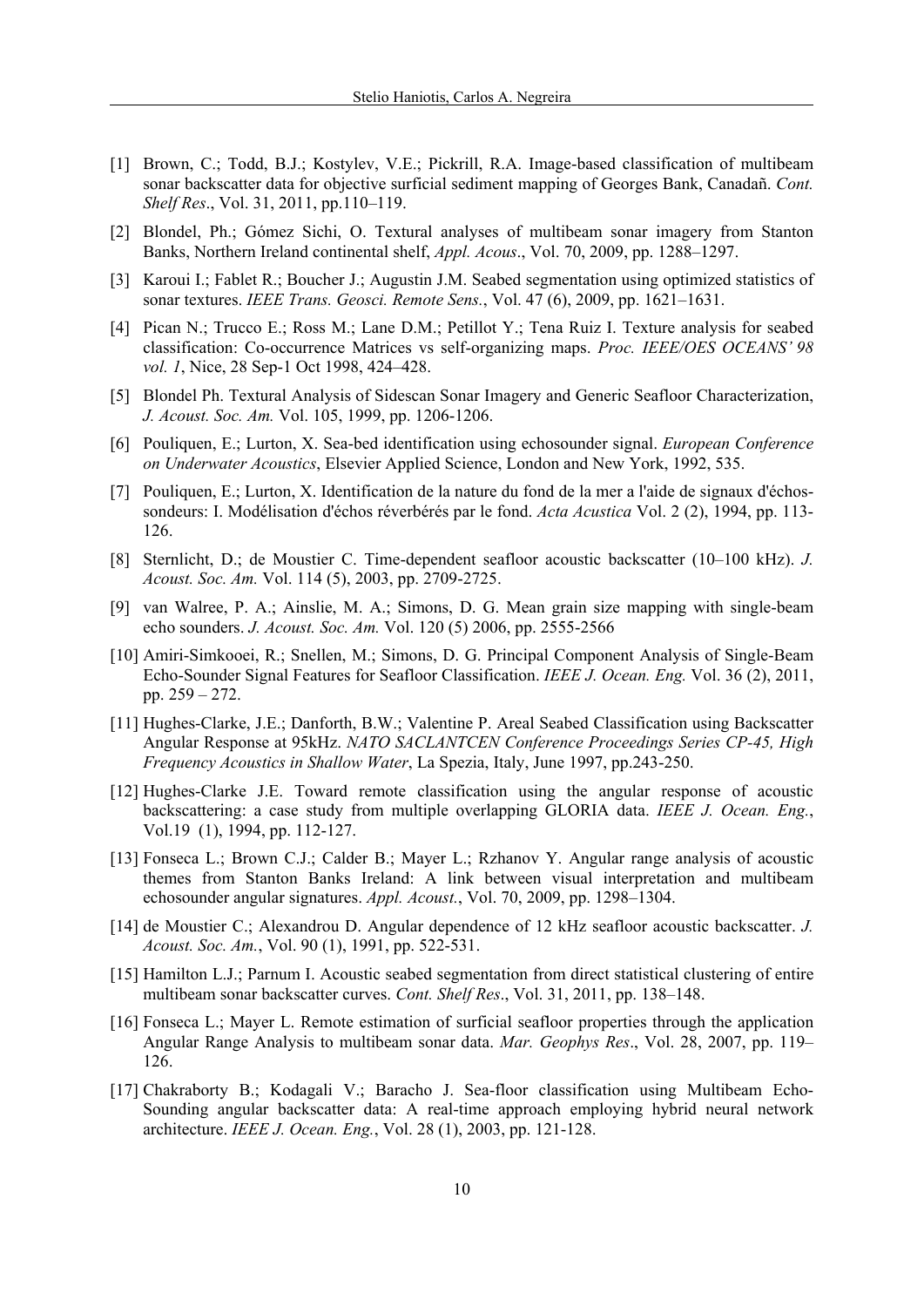[1] Brown, C.; Todd, B.J.; Kostylev, V.E.; Pickrill, R.A. Image-based classification of multibeam sonar backscatter data for objective surficial sediment mapping of Georges Bank, Canadañ. *Cont. Shelf Res*., Vol. 31, 2011, pp.110–119.

[2] Blondel, Ph.; Gómez Sichi, O. Textural analyses of multibeam sonar imagery from Stanton Banks, Northern Ireland continental shelf, *Appl. Acous*., Vol. 70, 2009, pp. 1288–1297.

[3] Karoui I.; Fablet R.; Boucher J.; Augustin J.M. Seabed segmentation using optimized statistics of sonar textures. *IEEE Trans. Geosci. Remote Sens.*, Vol. 47 (6), 2009, pp. 1621–1631.

[4] Pican N.; Trucco E.; Ross M.; Lane D.M.; Petillot Y.; Tena Ruiz I. Texture analysis for seabed classification: Co-occurrence Matrices vs self-organizing maps. *Proc. IEEE/OES OCEANS' 98 vol. 1*, Nice, 28 Sep-1 Oct 1998, 424–428.

[5] Blondel Ph. Textural Analysis of Sidescan Sonar Imagery and Generic Seafloor Characterization, *J. Acoust. Soc. Am.* Vol. 105, 1999, pp. 1206-1206.

[6] Pouliquen, E.; Lurton, X. Sea-bed identification using echosounder signal. *European Conference on Underwater Acoustics*, Elsevier Applied Science, London and New York, 1992, 535.

[7] Pouliquen, E.; Lurton, X. Identification de la nature du fond de la mer a l'aide de signaux d'échos-sondeurs: I. Modélisation d'échos réverbérés par le fond. *Acta Acustica* Vol. 2 (2), 1994, pp. 113-126.

[8] Sternlicht, D.; de Moustier C. Time-dependent seafloor acoustic backscatter (10–100 kHz). *J. Acoust. Soc. Am.* Vol. 114 (5), 2003, pp. 2709-2725.

[9] van Walree, P. A.; Ainslie, M. A.; Simons, D. G. Mean grain size mapping with single-beam echo sounders. *J. Acoust. Soc. Am.* Vol. 120 (5) 2006, pp. 2555-2566

[10] Amiri-Simkooei, R.; Snellen, M.; Simons, D. G. Principal Component Analysis of Single-Beam Echo-Sounder Signal Features for Seafloor Classification. *IEEE J. Ocean. Eng.* Vol. 36 (2), 2011, pp. 259 – 272.

[11] Hughes-Clarke, J.E.; Danforth, B.W.; Valentine P. Areal Seabed Classification using Backscatter Angular Response at 95kHz. *NATO SACLANTCEN Conference Proceedings Series CP-45, High Frequency Acoustics in Shallow Water*, La Spezia, Italy, June 1997, pp.243-250.

[12] Hughes-Clarke J.E. Toward remote classification using the angular response of acoustic backscattering: a case study from multiple overlapping GLORIA data. *IEEE J. Ocean. Eng.*, Vol.19 (1), 1994, pp. 112-127.

[13] Fonseca L.; Brown C.J.; Calder B.; Mayer L.; Rzhanov Y. Angular range analysis of acoustic themes from Stanton Banks Ireland: A link between visual interpretation and multibeam echosounder angular signatures. *Appl. Acoust.*, Vol. 70, 2009, pp. 1298–1304.

[14] de Moustier C.; Alexandrou D. Angular dependence of 12 kHz seafloor acoustic backscatter. *J. Acoust. Soc. Am.*, Vol. 90 (1), 1991, pp. 522-531.

[15] Hamilton L.J.; Parnum I. Acoustic seabed segmentation from direct statistical clustering of entire multibeam sonar backscatter curves. *Cont. Shelf Res*., Vol. 31, 2011, pp. 138–148.

[16] Fonseca L.; Mayer L. Remote estimation of surficial seafloor properties through the application Angular Range Analysis to multibeam sonar data. *Mar. Geophys Res*., Vol. 28, 2007, pp. 119–126.

[17] Chakraborty B.; Kodagali V.; Baracho J. Sea-floor classification using Multibeam Echo-Sounding angular backscatter data: A real-time approach employing hybrid neural network architecture. *IEEE J. Ocean. Eng.*, Vol. 28 (1), 2003, pp. 121-128.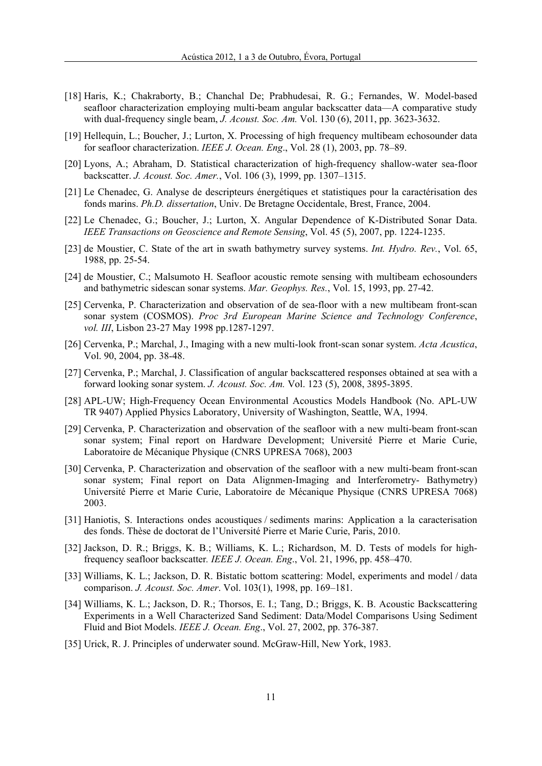[18] Haris, K.; Chakraborty, B.; Chanchal De; Prabhudesai, R. G.; Fernandes, W. Model-based seafloor characterization employing multi-beam angular backscatter data—A comparative study with dual-frequency single beam, *J. Acoust. Soc. Am.* Vol. 130 (6), 2011, pp. 3623-3632.

[19] Hellequin, L.; Boucher, J.; Lurton, X. Processing of high frequency multibeam echosounder data for seafloor characterization. *IEEE J. Ocean. Eng*., Vol. 28 (1), 2003, pp. 78–89.

[20] Lyons, A.; Abraham, D. Statistical characterization of high-frequency shallow-water sea-floor backscatter. *J. Acoust. Soc. Amer.*, Vol. 106 (3), 1999, pp. 1307–1315.

[21] Le Chenadec, G. Analyse de descripteurs énergétiques et statistiques pour la caractérisation des fonds marins. *Ph.D. dissertation*, Univ. De Bretagne Occidentale, Brest, France, 2004.

[22] Le Chenadec, G.; Boucher, J.; Lurton, X. Angular Dependence of K-Distributed Sonar Data. *IEEE Transactions on Geoscience and Remote Sensing*, Vol. 45 (5), 2007, pp. 1224-1235.

[23] de Moustier, C. State of the art in swath bathymetry survey systems. *Int. Hydro. Rev.*, Vol. 65, 1988, pp. 25-54.

[24] de Moustier, C.; Malsumoto H. Seafloor acoustic remote sensing with multibeam echosounders and bathymetric sidescan sonar systems. *Mar. Geophys. Res.*, Vol. 15, 1993, pp. 27-42.

[25] Cervenka, P. Characterization and observation of de sea-floor with a new multibeam front-scan sonar system (COSMOS). *Proc 3rd European Marine Science and Technology Conference*, *vol. III*, Lisbon 23-27 May 1998 pp.1287-1297.

[26] Cervenka, P.; Marchal, J., Imaging with a new multi-look front-scan sonar system. *Acta Acustica*, Vol. 90, 2004, pp. 38-48.

[27] Cervenka, P.; Marchal, J. Classification of angular backscattered responses obtained at sea with a forward looking sonar system. *J. Acoust. Soc. Am.* Vol. 123 (5), 2008, 3895-3895.

[28] APL-UW; High-Frequency Ocean Environmental Acoustics Models Handbook (No. APL-UW TR 9407) Applied Physics Laboratory, University of Washington, Seattle, WA, 1994.

[29] Cervenka, P. Characterization and observation of the seafloor with a new multi-beam front-scan sonar system; Final report on Hardware Development; Université Pierre et Marie Curie, Laboratoire de Mécanique Physique (CNRS UPRESA 7068), 2003

[30] Cervenka, P. Characterization and observation of the seafloor with a new multi-beam front-scan sonar system; Final report on Data Alignmen-Imaging and Interferometry- Bathymetry) Université Pierre et Marie Curie, Laboratoire de Mécanique Physique (CNRS UPRESA 7068) 2003.

[31] Haniotis, S. Interactions ondes acoustiques / sediments marins: Application a la caracterisation des fonds. Thèse de doctorat de l'Université Pierre et Marie Curie, Paris, 2010.

[32] Jackson, D. R.; Briggs, K. B.; Williams, K. L.; Richardson, M. D. Tests of models for high-frequency seafloor backscatter. *IEEE J. Ocean. Eng*., Vol. 21, 1996, pp. 458–470.

[33] Williams, K. L.; Jackson, D. R. Bistatic bottom scattering: Model, experiments and model / data comparison. *J. Acoust. Soc. Amer*. Vol. 103(1), 1998, pp. 169–181.

[34] Williams, K. L.; Jackson, D. R.; Thorsos, E. I.; Tang, D.; Briggs, K. B. Acoustic Backscattering Experiments in a Well Characterized Sand Sediment: Data/Model Comparisons Using Sediment Fluid and Biot Models. *IEEE J. Ocean. Eng*., Vol. 27, 2002, pp. 376-387.

[35] Urick, R. J. Principles of underwater sound. McGraw-Hill, New York, 1983.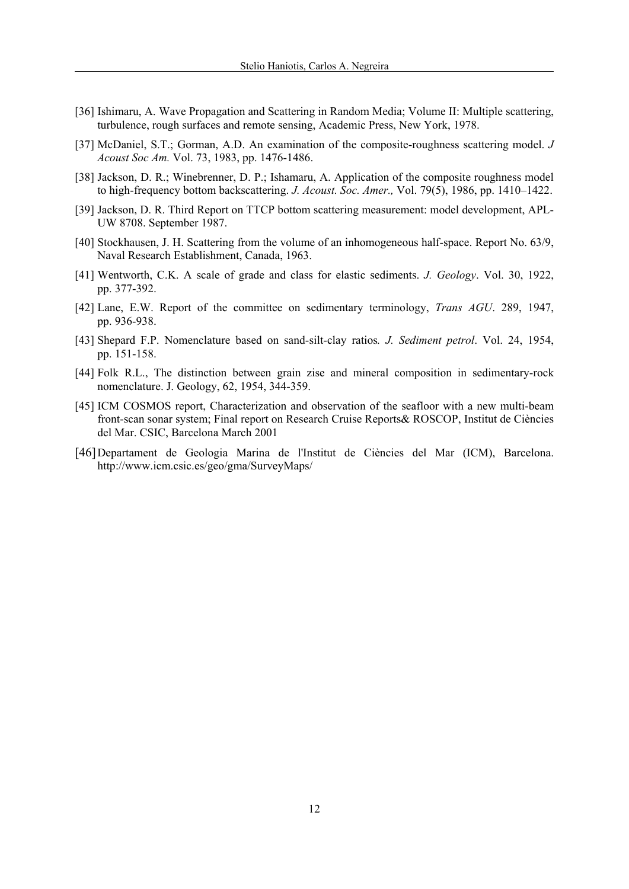[36] Ishimaru, A. Wave Propagation and Scattering in Random Media; Volume II: Multiple scattering, turbulence, rough surfaces and remote sensing, Academic Press, New York, 1978.

[37] McDaniel, S.T.; Gorman, A.D. An examination of the composite-roughness scattering model. *J Acoust Soc Am.* Vol. 73, 1983, pp. 1476-1486.

[38] Jackson, D. R.; Winebrenner, D. P.; Ishamaru, A. Application of the composite roughness model to high-frequency bottom backscattering. *J. Acoust. Soc. Amer.,* Vol. 79(5), 1986, pp. 1410–1422.

[39] Jackson, D. R. Third Report on TTCP bottom scattering measurement: model development, APL-UW 8708. September 1987.

[40] Stockhausen, J. H. Scattering from the volume of an inhomogeneous half-space. Report No. 63/9, Naval Research Establishment, Canada, 1963.

[41] Wentworth, C.K. A scale of grade and class for elastic sediments. *J. Geology*. Vol. 30, 1922, pp. 377-392.

[42] Lane, E.W. Report of the committee on sedimentary terminology, *Trans AGU*. 289, 1947, pp. 936-938.

[43] Shepard F.P. Nomenclature based on sand-silt-clay ratios*. J. Sediment petrol*. Vol. 24, 1954, pp. 151-158.

[44] Folk R.L., The distinction between grain zise and mineral composition in sedimentary-rock nomenclature. J. Geology, 62, 1954, 344-359.

[45] ICM COSMOS report, Characterization and observation of the seafloor with a new multi-beam front-scan sonar system; Final report on Research Cruise Reports& ROSCOP, Institut de Ciències del Mar. CSIC, Barcelona March 2001

[46] Departament de Geologia Marina de l'Institut de Ciències del Mar (ICM), Barcelona. http://www.icm.csic.es/geo/gma/SurveyMaps/